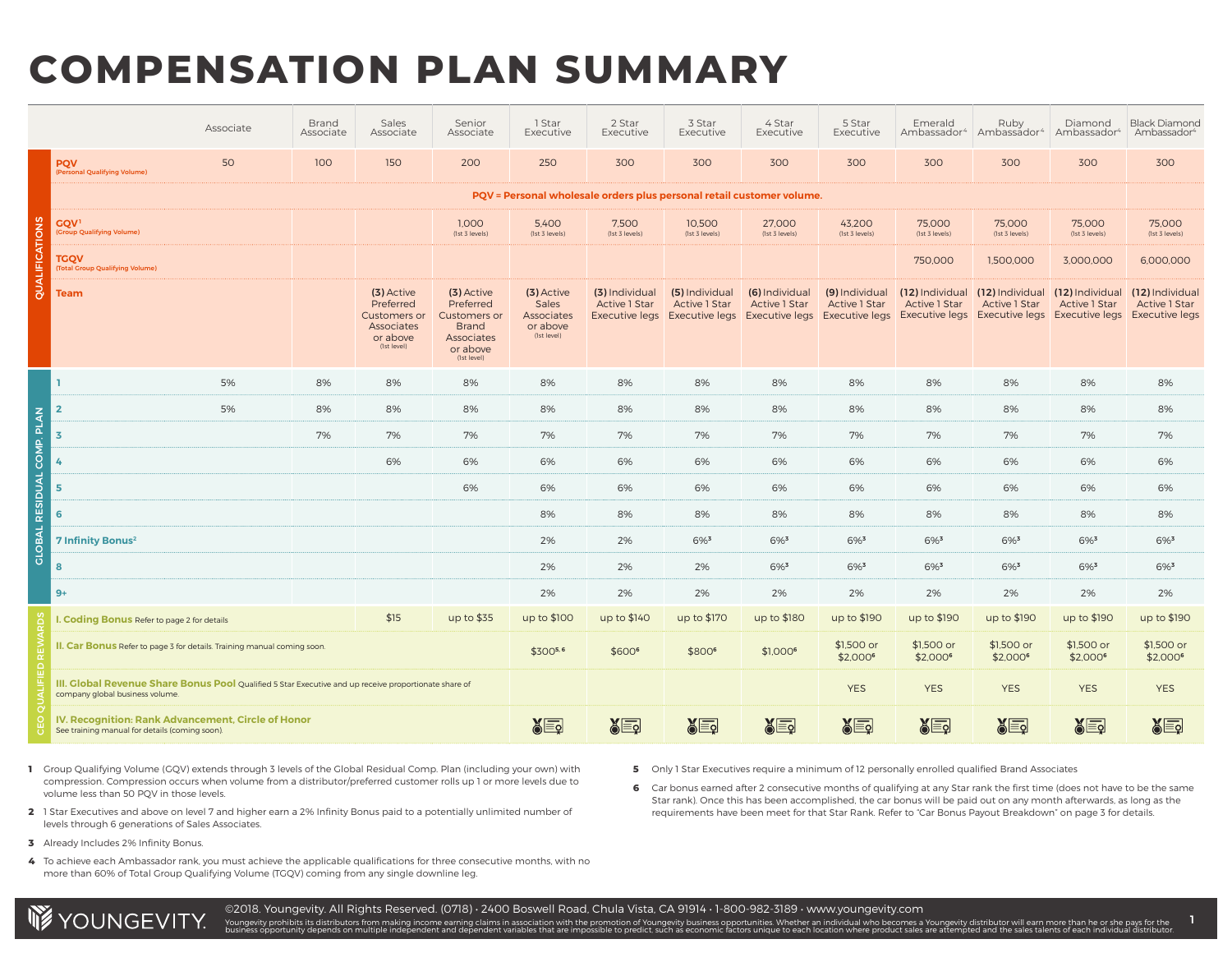# COMPENSATION PLAN SUMMARY

| | | Associate | Brand Associate | Sales Associate | Senior Associate | 1 Star Executive | 2 Star Executive | 3 Star Executive | 4 Star Executive | 5 Star Executive | Emerald Ambassador[4] | Ruby Ambassador[4] | Diamond Ambassador[4] | Black Diamond Ambassador[4] |
|---|---|---|---|---|---|---|---|---|---|---|---|---|---|---|
| QUALIFICATIONS | **PQV** (Personal Qualifying Volume) | 50 | 100 | 150 | 200 | 250 | 300 | 300 | 300 | 300 | 300 | 300 | 300 | 300 |
| | **PQV = Personal wholesale orders plus personal retail customer volume.** | | | | | | | | | | | | | |
| | **GQV**[1] (Group Qualifying Volume) | | | | 1,000 (1st 3 levels) | 5,400 (1st 3 levels) | 7,500 (1st 3 levels) | 10,500 (1st 3 levels) | 27,000 (1st 3 levels) | 43,200 (1st 3 levels) | 75,000 (1st 3 levels) | 75,000 (1st 3 levels) | 75,000 (1st 3 levels) | 75,000 (1st 3 levels) |
| | **TGQV** (Total Group Qualifying Volume) | | | | | | | | | | 750,000 | 1,500,000 | 3,000,000 | 6,000,000 |
| | **Team** | | | **(3)** Active Preferred Customers or Associates or above (1st level) | **(3)** Active Preferred Customers or Brand Associates or above (1st level) | **(3)** Active Sales Associates or above (1st level) | **(3)** Individual Active 1 Star Executive legs | **(5)** Individual Active 1 Star Executive legs | **(6)** Individual Active 1 Star Executive legs | **(9)** Individual Active 1 Star Executive legs | **(12)** Individual Active 1 Star Executive legs | **(12)** Individual Active 1 Star Executive legs | **(12)** Individual Active 1 Star Executive legs | **(12)** Individual Active 1 Star Executive legs |
| GLOBAL RESIDUAL COMP. PLAN | **1** | 5% | 8% | 8% | 8% | 8% | 8% | 8% | 8% | 8% | 8% | 8% | 8% | 8% |
| | **2** | 5% | 8% | 8% | 8% | 8% | 8% | 8% | 8% | 8% | 8% | 8% | 8% | 8% |
| | **3** | | 7% | 7% | 7% | 7% | 7% | 7% | 7% | 7% | 7% | 7% | 7% | 7% |
| | **4** | | | 6% | 6% | 6% | 6% | 6% | 6% | 6% | 6% | 6% | 6% | 6% |
| | **5** | | | | 6% | 6% | 6% | 6% | 6% | 6% | 6% | 6% | 6% | 6% |
| | **6** | | | | | 8% | 8% | 8% | 8% | 8% | 8% | 8% | 8% | 8% |
| | **7 Infinity Bonus**[2] | | | | | 2% | 2% | 6%[3] | 6%[3] | 6%[3] | 6%[3] | 6%[3] | 6%[3] | 6%[3] |
| | **8** | | | | | 2% | 2% | 2% | 6%[3] | 6%[3] | 6%[3] | 6%[3] | 6%[3] | 6%[3] |
| | **9+** | | | | | 2% | 2% | 2% | 2% | 2% | 2% | 2% | 2% | 2% |
| CEO QUALIFIED REWARDS | **I. Coding Bonus** Refer to page 2 for details | | | $15 | up to $35 | up to $100 | up to $140 | up to $170 | up to $180 | up to $190 | up to $190 | up to $190 | up to $190 | up to $190 |
| | **II. Car Bonus** Refer to page 3 for details. Training manual coming soon. | | | | | $300[5,6] | $600[6] | $800[6] | $1,000[6] | $1,500 or $2,000[6] | $1,500 or $2,000[6] | $1,500 or $2,000[6] | $1,500 or $2,000[6] | $1,500 or $2,000[6] |
| | **III. Global Revenue Share Bonus Pool** Qualified 5 Star Executive and up receive proportionate share of company global business volume. | | | | | | | | | YES | YES | YES | YES | YES |
| | **IV. Recognition: Rank Advancement, Circle of Honor** See training manual for details (coming soon). | | | | | ✓ | ✓ | ✓ | ✓ | ✓ | ✓ | ✓ | ✓ | ✓ |

1. Group Qualifying Volume (GQV) extends through 3 levels of the Global Residual Comp. Plan (including your own) with compression. Compression occurs when volume from a distributor/preferred customer rolls up 1 or more levels due to volume less than 50 PQV in those levels.
2. 1 Star Executives and above on level 7 and higher earn a 2% Infinity Bonus paid to a potentially unlimited number of levels through 6 generations of Sales Associates.
3. Already Includes 2% Infinity Bonus.
4. To achieve each Ambassador rank, you must achieve the applicable qualifications for three consecutive months, with no more than 60% of Total Group Qualifying Volume (TGQV) coming from any single downline leg.
5. Only 1 Star Executives require a minimum of 12 personally enrolled qualified Brand Associates
6. Car bonus earned after 2 consecutive months of qualifying at any Star rank the first time (does not have to be the same Star rank). Once this has been accomplished, the car bonus will be paid out on any month afterwards, as long as the requirements have been meet for that Star Rank. Refer to "Car Bonus Payout Breakdown" on page 3 for details.

YOUNGEVITY

©2018. Youngevity. All Rights Reserved. (0718) • 2400 Boswell Road, Chula Vista, CA 91914 • 1-800-982-3189 • www.youngevity.com

Youngevity prohibits its distributors from making income earning claims in association with the promotion of Youngevity business opportunities. Whether an individual who becomes a Youngevity distributor will earn more than he or she pays for the business opportunity depends on multiple independent and dependent variables that are impossible to predict, such as economic factors unique to each location where product sales are attempted and the sales talents of each individual distributor.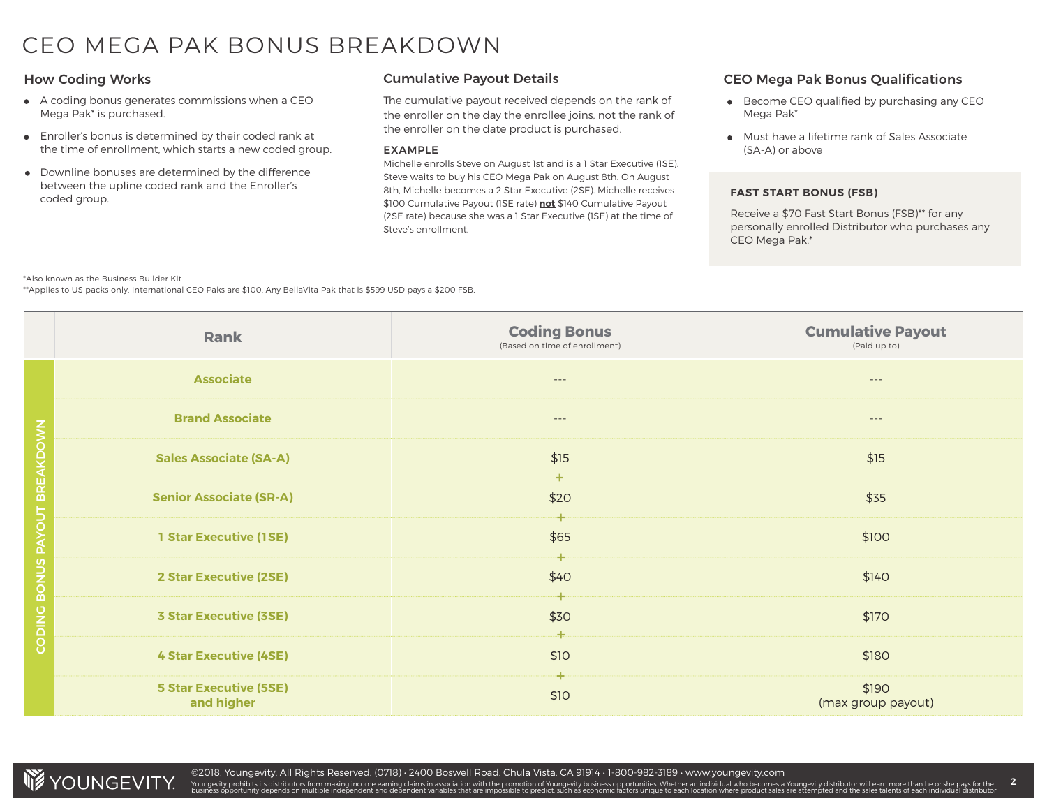# CEO MEGA PAK BONUS BREAKDOWN

## How Coding Works

- A coding bonus generates commissions when a CEO Mega Pak* is purchased.
- Enroller's bonus is determined by their coded rank at the time of enrollment, which starts a new coded group.
- Downline bonuses are determined by the difference between the upline coded rank and the Enroller's coded group.

## Cumulative Payout Details

The cumulative payout received depends on the rank of the enroller on the day the enrollee joins, not the rank of the enroller on the date product is purchased.

**EXAMPLE**

Michelle enrolls Steve on August 1st and is a 1 Star Executive (1SE). Steve waits to buy his CEO Mega Pak on August 8th. On August 8th, Michelle becomes a 2 Star Executive (2SE). Michelle receives $100 Cumulative Payout (1SE rate) **not** $140 Cumulative Payout (2SE rate) because she was a 1 Star Executive (1SE) at the time of Steve's enrollment.

## CEO Mega Pak Bonus Qualifications

- Become CEO qualified by purchasing any CEO Mega Pak*
- Must have a lifetime rank of Sales Associate (SA-A) or above

**FAST START BONUS (FSB)**

Receive a $70 Fast Start Bonus (FSB)** for any personally enrolled Distributor who purchases any CEO Mega Pak.*

*Also known as the Business Builder Kit
**Applies to US packs only. International CEO Paks are $100. Any BellaVita Pak that is $599 USD pays a $200 FSB.

**CODING BONUS PAYOUT BREAKDOWN**

| Rank | Coding Bonus (Based on time of enrollment) | Cumulative Payout (Paid up to) |
|---|---|---|
| Associate | --- | --- |
| Brand Associate | --- | --- |
| Sales Associate (SA-A) | $15 | $15 |
| Senior Associate (SR-A) | + $20 | $35 |
| 1 Star Executive (1SE) | + $65 | $100 |
| 2 Star Executive (2SE) | + $40 | $140 |
| 3 Star Executive (3SE) | + $30 | $170 |
| 4 Star Executive (4SE) | + $10 | $180 |
| 5 Star Executive (5SE) and higher | + $10 | $190 (max group payout) |

©2018. Youngevity. All Rights Reserved. (0718) · 2400 Boswell Road, Chula Vista, CA 91914 · 1-800-982-3189 · www.youngevity.com

Youngevity prohibits its distributors from making income earning claims in association with the promotion of Youngevity business opportunities. Whether an individual who becomes a Youngevity distributor will earn more than he or she pays for the business opportunity depends on multiple independent and dependent variables that are impossible to predict, such as economic factors unique to each location where product sales are attempted and the sales talents of each individual distributor.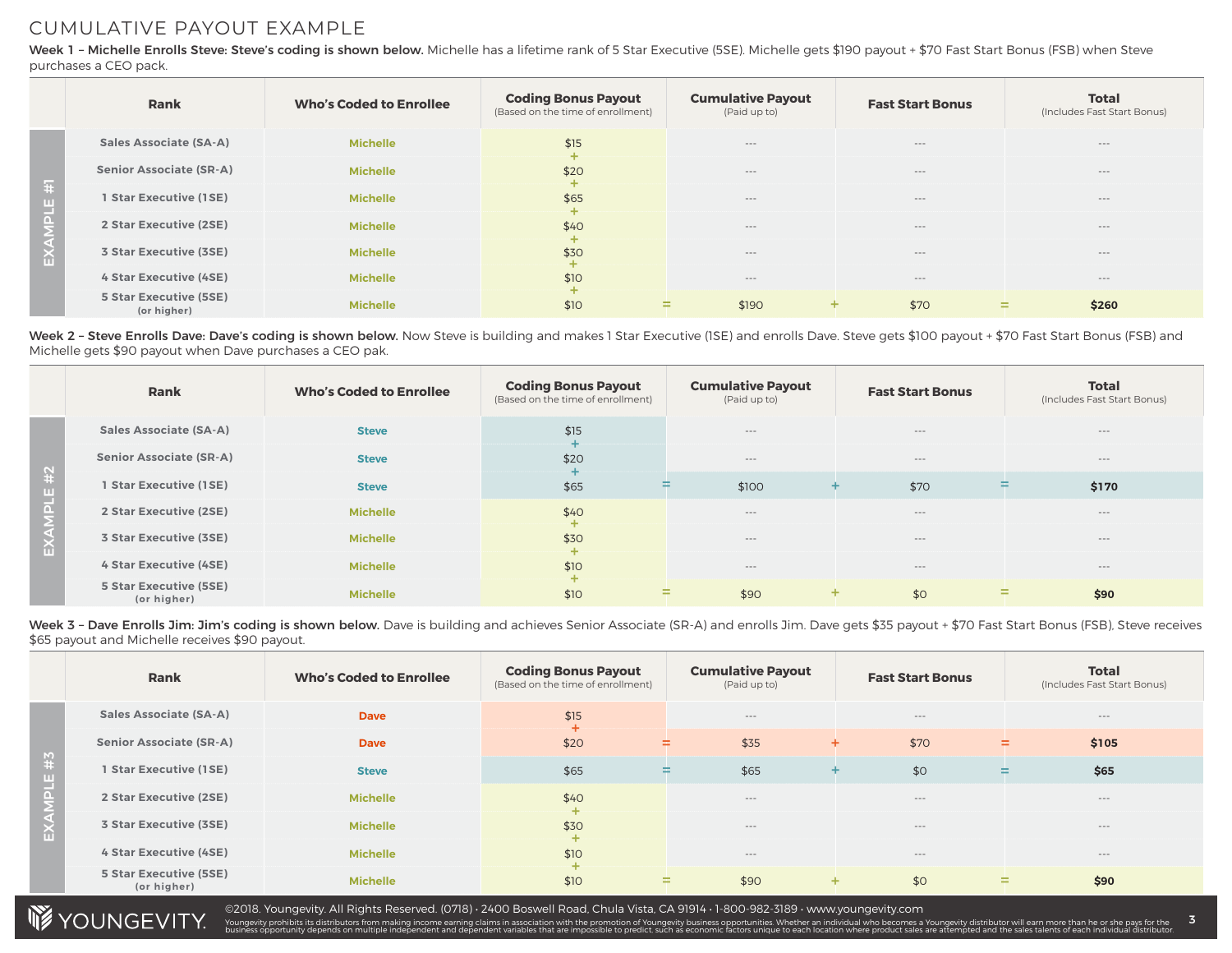# CUMULATIVE PAYOUT EXAMPLE

**Week 1 – Michelle Enrolls Steve: Steve's coding is shown below.** Michelle has a lifetime rank of 5 Star Executive (5SE). Michelle gets $190 payout + $70 Fast Start Bonus (FSB) when Steve purchases a CEO pack.

**EXAMPLE #1**

| Rank | Who's Coded to Enrollee | Coding Bonus Payout (Based on the time of enrollment) | Cumulative Payout (Paid up to) | Fast Start Bonus | Total (Includes Fast Start Bonus) |
|---|---|---|---|---|---|
| Sales Associate (SA-A) | Michelle | $15 + | --- | --- | --- |
| Senior Associate (SR-A) | Michelle | $20 + | --- | --- | --- |
| 1 Star Executive (1SE) | Michelle | $65 + | --- | --- | --- |
| 2 Star Executive (2SE) | Michelle | $40 + | --- | --- | --- |
| 3 Star Executive (3SE) | Michelle | $30 + | --- | --- | --- |
| 4 Star Executive (4SE) | Michelle | $10 + | --- | --- | --- |
| 5 Star Executive (5SE) (or higher) | Michelle | $10 = | $190 + | $70 = | **$260** |

**Week 2 – Steve Enrolls Dave: Dave's coding is shown below.** Now Steve is building and makes 1 Star Executive (1SE) and enrolls Dave. Steve gets $100 payout + $70 Fast Start Bonus (FSB) and Michelle gets $90 payout when Dave purchases a CEO pak.

**EXAMPLE #2**

| Rank | Who's Coded to Enrollee | Coding Bonus Payout (Based on the time of enrollment) | Cumulative Payout (Paid up to) | Fast Start Bonus | Total (Includes Fast Start Bonus) |
|---|---|---|---|---|---|
| Sales Associate (SA-A) | Steve | $15 + | --- | --- | --- |
| Senior Associate (SR-A) | Steve | $20 + | --- | --- | --- |
| 1 Star Executive (1SE) | Steve | $65 = | $100 + | $70 = | **$170** |
| 2 Star Executive (2SE) | Michelle | $40 + | --- | --- | --- |
| 3 Star Executive (3SE) | Michelle | $30 + | --- | --- | --- |
| 4 Star Executive (4SE) | Michelle | $10 + | --- | --- | --- |
| 5 Star Executive (5SE) (or higher) | Michelle | $10 = | $90 + | $0 = | **$90** |

**Week 3 – Dave Enrolls Jim: Jim's coding is shown below.** Dave is building and achieves Senior Associate (SR-A) and enrolls Jim. Dave gets $35 payout + $70 Fast Start Bonus (FSB), Steve receives $65 payout and Michelle receives $90 payout.

**EXAMPLE #3**

| Rank | Who's Coded to Enrollee | Coding Bonus Payout (Based on the time of enrollment) | Cumulative Payout (Paid up to) | Fast Start Bonus | Total (Includes Fast Start Bonus) |
|---|---|---|---|---|---|
| Sales Associate (SA-A) | Dave | $15 + | --- | --- | --- |
| Senior Associate (SR-A) | Dave | $20 = | $35 + | $70 = | **$105** |
| 1 Star Executive (1SE) | Steve | $65 = | $65 + | $0 = | **$65** |
| 2 Star Executive (2SE) | Michelle | $40 + | --- | --- | --- |
| 3 Star Executive (3SE) | Michelle | $30 + | --- | --- | --- |
| 4 Star Executive (4SE) | Michelle | $10 + | --- | --- | --- |
| 5 Star Executive (5SE) (or higher) | Michelle | $10 = | $90 + | $0 = | **$90** |

YOUNGEVITY

©2018. Youngevity. All Rights Reserved. (0718) · 2400 Boswell Road, Chula Vista, CA 91914 · 1-800-982-3189 · www.youngevity.com

Youngevity prohibits its distributors from making income earning claims in association with the promotion of Youngevity business opportunities. Whether an individual who becomes a Youngevity distributor will earn more than he or she pays for the business opportunity depends on multiple independent and dependent variables that are impossible to predict, such as economic factors unique to each location where product sales are attempted and the sales talents of each individual distributor.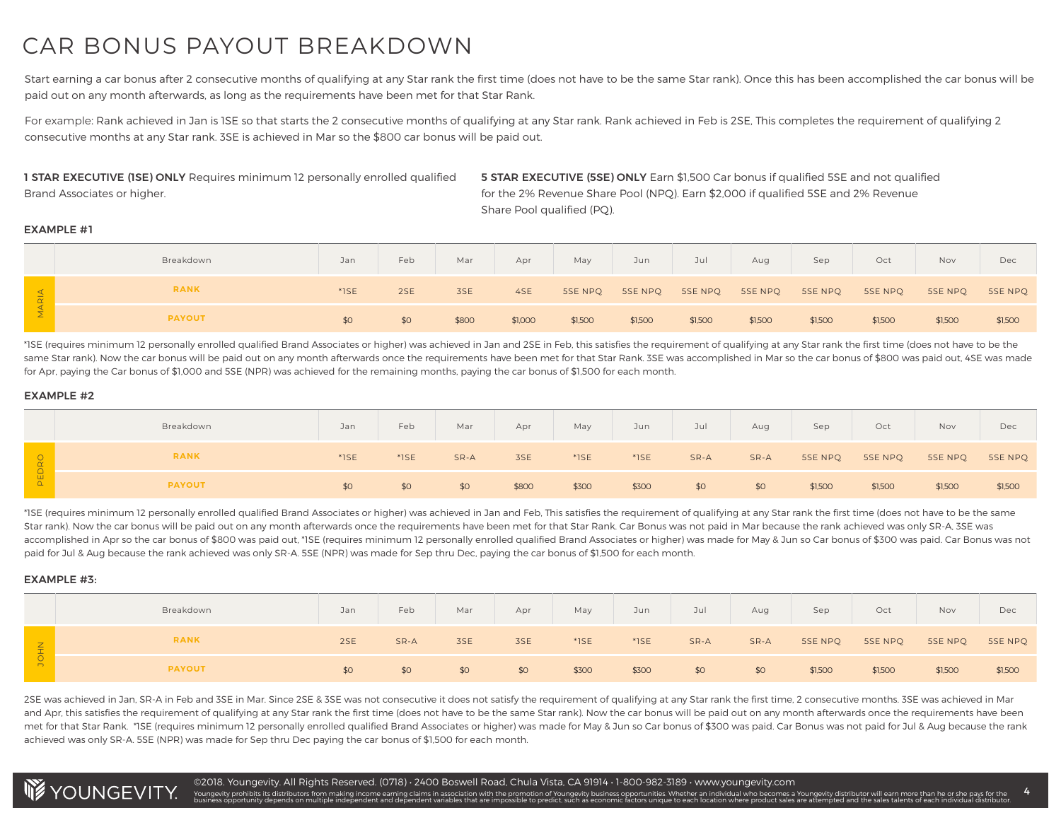# CAR BONUS PAYOUT BREAKDOWN

Start earning a car bonus after 2 consecutive months of qualifying at any Star rank the first time (does not have to be the same Star rank). Once this has been accomplished the car bonus will be paid out on any month afterwards, as long as the requirements have been met for that Star Rank.

For example: Rank achieved in Jan is 1SE so that starts the 2 consecutive months of qualifying at any Star rank. Rank achieved in Feb is 2SE, This completes the requirement of qualifying 2 consecutive months at any Star rank. 3SE is achieved in Mar so the $800 car bonus will be paid out.

**1 STAR EXECUTIVE (1SE) ONLY** Requires minimum 12 personally enrolled qualified Brand Associates or higher.

**5 STAR EXECUTIVE (5SE) ONLY** Earn $1,500 Car bonus if qualified 5SE and not qualified for the 2% Revenue Share Pool (NPQ). Earn $2,000 if qualified 5SE and 2% Revenue Share Pool qualified (PQ).

**EXAMPLE #1**

| | Breakdown | Jan | Feb | Mar | Apr | May | Jun | Jul | Aug | Sep | Oct | Nov | Dec |
|---|---|---|---|---|---|---|---|---|---|---|---|---|---|
| MARIA | **RANK** | *1SE | 2SE | 3SE | 4SE | 5SE NPQ | 5SE NPQ | 5SE NPQ | 5SE NPQ | 5SE NPQ | 5SE NPQ | 5SE NPQ | 5SE NPQ |
| | **PAYOUT** | $0 | $0 | $800 | $1,000 | $1,500 | $1,500 | $1,500 | $1,500 | $1,500 | $1,500 | $1,500 | $1,500 |

*1SE (requires minimum 12 personally enrolled qualified Brand Associates or higher) was achieved in Jan and 2SE in Feb, this satisfies the requirement of qualifying at any Star rank the first time (does not have to be the same Star rank). Now the car bonus will be paid out on any month afterwards once the requirements have been met for that Star Rank. 3SE was accomplished in Mar so the car bonus of $800 was paid out, 4SE was made for Apr, paying the Car bonus of $1,000 and 5SE (NPR) was achieved for the remaining months, paying the car bonus of $1,500 for each month.

**EXAMPLE #2**

| | Breakdown | Jan | Feb | Mar | Apr | May | Jun | Jul | Aug | Sep | Oct | Nov | Dec |
|---|---|---|---|---|---|---|---|---|---|---|---|---|---|
| PEDRO | **RANK** | *1SE | *1SE | SR-A | 3SE | *1SE | *1SE | SR-A | SR-A | 5SE NPQ | 5SE NPQ | 5SE NPQ | 5SE NPQ |
| | **PAYOUT** | $0 | $0 | $0 | $800 | $300 | $300 | $0 | $0 | $1,500 | $1,500 | $1,500 | $1,500 |

*1SE (requires minimum 12 personally enrolled qualified Brand Associates or higher) was achieved in Jan and Feb, This satisfies the requirement of qualifying at any Star rank the first time (does not have to be the same Star rank). Now the car bonus will be paid out on any month afterwards once the requirements have been met for that Star Rank. Car Bonus was not paid in Mar because the rank achieved was only SR-A, 3SE was accomplished in Apr so the car bonus of $800 was paid out, *1SE (requires minimum 12 personally enrolled qualified Brand Associates or higher) was made for May & Jun so Car bonus of $300 was paid. Car Bonus was not paid for Jul & Aug because the rank achieved was only SR-A. 5SE (NPR) was made for Sep thru Dec, paying the car bonus of $1,500 for each month.

**EXAMPLE #3:**

| | Breakdown | Jan | Feb | Mar | Apr | May | Jun | Jul | Aug | Sep | Oct | Nov | Dec |
|---|---|---|---|---|---|---|---|---|---|---|---|---|---|
| JOHN | **RANK** | 2SE | SR-A | 3SE | 3SE | *1SE | *1SE | SR-A | SR-A | 5SE NPQ | 5SE NPQ | 5SE NPQ | 5SE NPQ |
| | **PAYOUT** | $0 | $0 | $0 | $0 | $300 | $300 | $0 | $0 | $1,500 | $1,500 | $1,500 | $1,500 |

2SE was achieved in Jan, SR-A in Feb and 3SE in Mar. Since 2SE & 3SE was not consecutive it does not satisfy the requirement of qualifying at any Star rank the first time, 2 consecutive months. 3SE was achieved in Mar and Apr, this satisfies the requirement of qualifying at any Star rank the first time (does not have to be the same Star rank). Now the car bonus will be paid out on any month afterwards once the requirements have been met for that Star Rank. *1SE (requires minimum 12 personally enrolled qualified Brand Associates or higher) was made for May & Jun so Car bonus of $300 was paid. Car Bonus was not paid for Jul & Aug because the rank achieved was only SR-A. 5SE (NPR) was made for Sep thru Dec paying the car bonus of $1,500 for each month.

YOUNGEVITY. ©2018. Youngevity. All Rights Reserved. (0718) • 2400 Boswell Road, Chula Vista, CA 91914 • 1-800-982-3189 • www.youngevity.com

Youngevity prohibits its distributors from making income earning claims in association with the promotion of Youngevity business opportunities. Whether an individual who becomes a Youngevity distributor will earn more than he or she pays for the business opportunity depends on multiple independent and dependent variables that are impossible to predict, such as economic factors unique to each location where product sales are attempted and the sales talents of each individual distributor.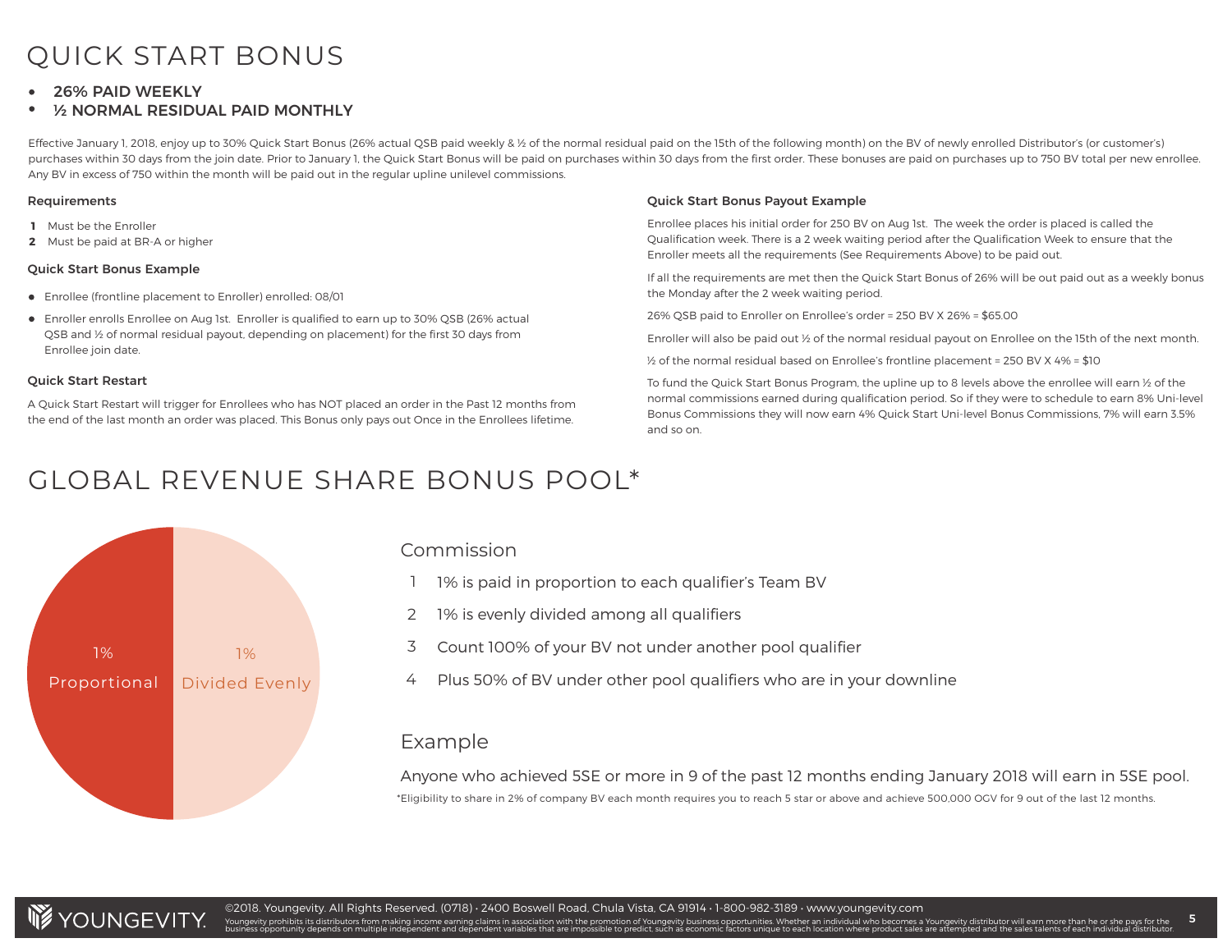# QUICK START BONUS

- **26% PAID WEEKLY**
- **½ NORMAL RESIDUAL PAID MONTHLY**

Effective January 1, 2018, enjoy up to 30% Quick Start Bonus (26% actual QSB paid weekly & ½ of the normal residual paid on the 15th of the following month) on the BV of newly enrolled Distributor's (or customer's) purchases within 30 days from the join date. Prior to January 1, the Quick Start Bonus will be paid on purchases within 30 days from the first order. These bonuses are paid on purchases up to 750 BV total per new enrollee. Any BV in excess of 750 within the month will be paid out in the regular upline unilevel commissions.

### Requirements

1. Must be the Enroller
2. Must be paid at BR-A or higher

### Quick Start Bonus Example

- Enrollee (frontline placement to Enroller) enrolled: 08/01
- Enroller enrolls Enrollee on Aug 1st. Enroller is qualified to earn up to 30% QSB (26% actual QSB and ½ of normal residual payout, depending on placement) for the first 30 days from Enrollee join date.

### Quick Start Restart

A Quick Start Restart will trigger for Enrollees who has NOT placed an order in the Past 12 months from the end of the last month an order was placed. This Bonus only pays out Once in the Enrollees lifetime.

### Quick Start Bonus Payout Example

Enrollee places his initial order for 250 BV on Aug 1st. The week the order is placed is called the Qualification week. There is a 2 week waiting period after the Qualification Week to ensure that the Enroller meets all the requirements (See Requirements Above) to be paid out.

If all the requirements are met then the Quick Start Bonus of 26% will be out paid out as a weekly bonus the Monday after the 2 week waiting period.

26% QSB paid to Enroller on Enrollee's order = 250 BV X 26% = $65.00

Enroller will also be paid out ½ of the normal residual payout on Enrollee on the 15th of the next month.

½ of the normal residual based on Enrollee's frontline placement = 250 BV X 4% = $10

To fund the Quick Start Bonus Program, the upline up to 8 levels above the enrollee will earn ½ of the normal commissions earned during qualification period. So if they were to schedule to earn 8% Uni-level Bonus Commissions they will now earn 4% Quick Start Uni-level Bonus Commissions, 7% will earn 3.5% and so on.

# GLOBAL REVENUE SHARE BONUS POOL*

1%
Proportional

1%
Divided Evenly

## Commission

1. 1% is paid in proportion to each qualifier's Team BV
2. 1% is evenly divided among all qualifiers
3. Count 100% of your BV not under another pool qualifier
4. Plus 50% of BV under other pool qualifiers who are in your downline

## Example

Anyone who achieved 5SE or more in 9 of the past 12 months ending January 2018 will earn in 5SE pool.

*Eligibility to share in 2% of company BV each month requires you to reach 5 star or above and achieve 500,000 OGV for 9 out of the last 12 months.

YOUNGEVITY.

©2018. Youngevity. All Rights Reserved. (0718) • 2400 Boswell Road, Chula Vista, CA 91914 • 1-800-982-3189 • www.youngevity.com

Youngevity prohibits its distributors from making income earning claims in association with the promotion of Youngevity business opportunities. Whether an individual who becomes a Youngevity distributor will earn more than he or she pays for the business opportunity depends on multiple independent and dependent variables that are impossible to predict, such as economic factors unique to each location where product sales are attempted and the sales talents of each individual distributor.